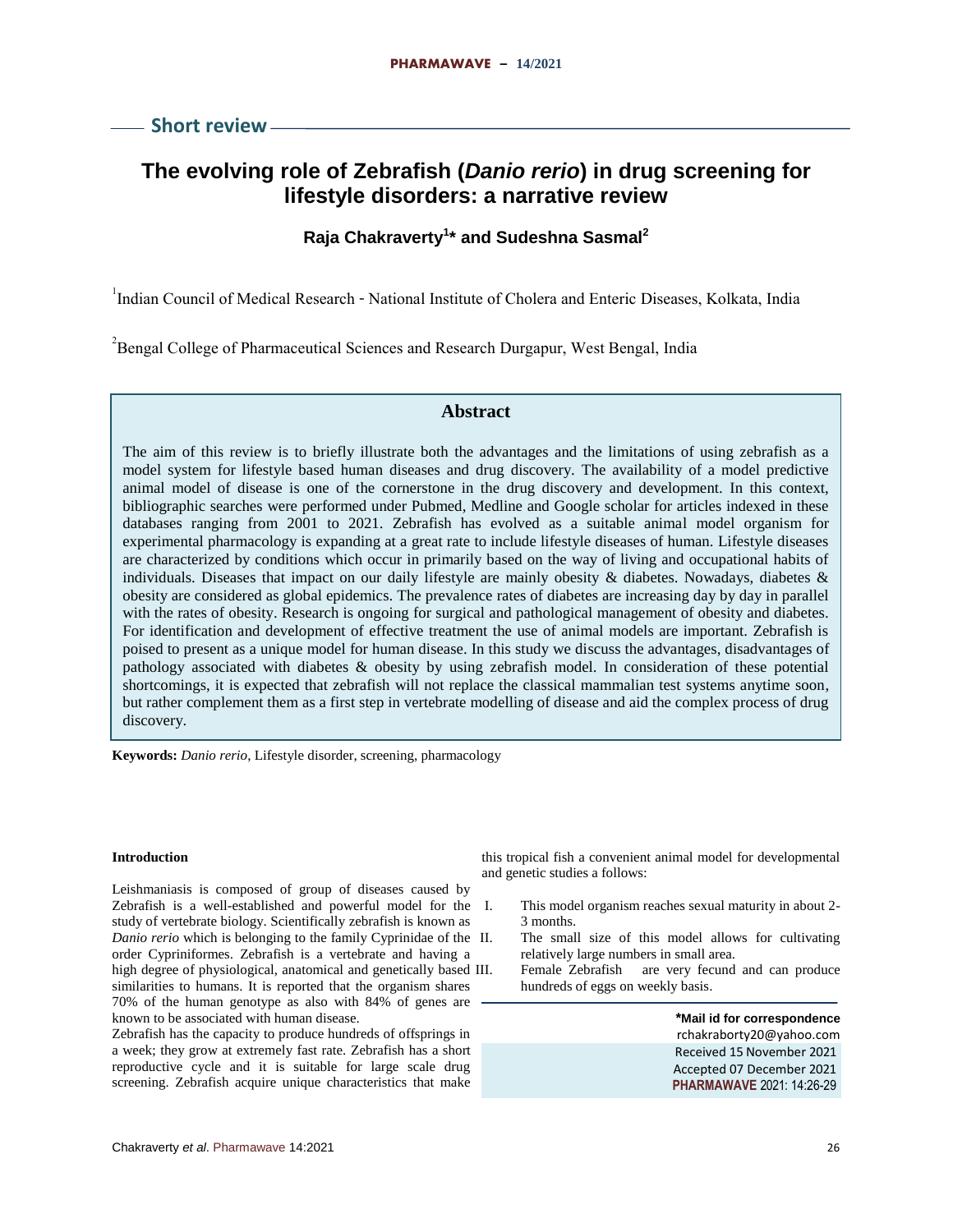Short review

# The evolving role of Zebrafish (*Danio rerio*) in drug screening for lifestyle disorders: a narrative review

**Raja Chakraverty[1]* and Sudeshna Sasmal[2]**

[1]Indian Council of Medical Research - National Institute of Cholera and Enteric Diseases, Kolkata, India

[2]Bengal College of Pharmaceutical Sciences and Research Durgapur, West Bengal, India

## Abstract

The aim of this review is to briefly illustrate both the advantages and the limitations of using zebrafish as a model system for lifestyle based human diseases and drug discovery. The availability of a model predictive animal model of disease is one of the cornerstone in the drug discovery and development. In this context, bibliographic searches were performed under Pubmed, Medline and Google scholar for articles indexed in these databases ranging from 2001 to 2021. Zebrafish has evolved as a suitable animal model organism for experimental pharmacology is expanding at a great rate to include lifestyle diseases of human. Lifestyle diseases are characterized by conditions which occur in primarily based on the way of living and occupational habits of individuals. Diseases that impact on our daily lifestyle are mainly obesity & diabetes. Nowadays, diabetes & obesity are considered as global epidemics. The prevalence rates of diabetes are increasing day by day in parallel with the rates of obesity. Research is ongoing for surgical and pathological management of obesity and diabetes. For identification and development of effective treatment the use of animal models are important. Zebrafish is poised to present as a unique model for human disease. In this study we discuss the advantages, disadvantages of pathology associated with diabetes & obesity by using zebrafish model. In consideration of these potential shortcomings, it is expected that zebrafish will not replace the classical mammalian test systems anytime soon, but rather complement them as a first step in vertebrate modelling of disease and aid the complex process of drug discovery.

**Keywords:** *Danio rerio*, Lifestyle disorder, screening, pharmacology

### Introduction

Leishmaniasis is composed of group of diseases caused by Zebrafish is a well-established and powerful model for the study of vertebrate biology. Scientifically zebrafish is known as *Danio rerio* which is belonging to the family Cyprinidae of the order Cypriniformes. Zebrafish is a vertebrate and having a high degree of physiological, anatomical and genetically based similarities to humans. It is reported that the organism shares 70% of the human genotype as also with 84% of genes are known to be associated with human disease.

Zebrafish has the capacity to produce hundreds of offsprings in a week; they grow at extremely fast rate. Zebrafish has a short reproductive cycle and it is suitable for large scale drug screening. Zebrafish acquire unique characteristics that make this tropical fish a convenient animal model for developmental and genetic studies a follows:

I. This model organism reaches sexual maturity in about 2-3 months.
II. The small size of this model allows for cultivating relatively large numbers in small area.
III. Female Zebrafish are very fecund and can produce hundreds of eggs on weekly basis.

**\*Mail id for correspondence**
rchakraborty20@yahoo.com
Received 15 November 2021
Accepted 07 December 2021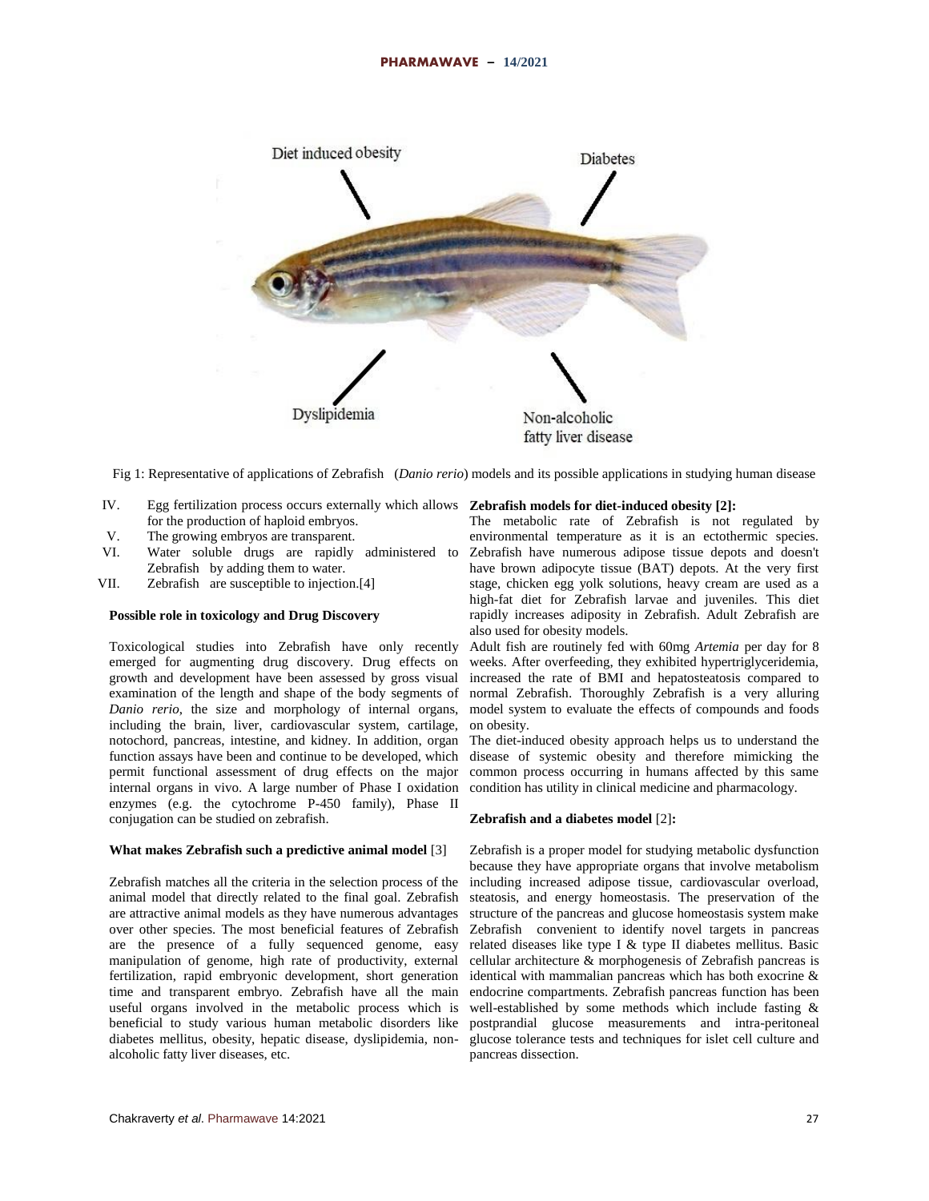Fig 1: Representative of applications of Zebrafish (*Danio rerio*) models and its possible applications in studying human disease

IV. Egg fertilization process occurs externally which allows for the production of haploid embryos.
V. The growing embryos are transparent.
VI. Water soluble drugs are rapidly administered to Zebrafish by adding them to water.
VII. Zebrafish are susceptible to injection.[4]

**Possible role in toxicology and Drug Discovery**

Toxicological studies into Zebrafish have only recently emerged for augmenting drug discovery. Drug effects on growth and development have been assessed by gross visual examination of the length and shape of the body segments of *Danio rerio*, the size and morphology of internal organs, including the brain, liver, cardiovascular system, cartilage, notochord, pancreas, intestine, and kidney. In addition, organ function assays have been and continue to be developed, which permit functional assessment of drug effects on the major internal organs in vivo. A large number of Phase I oxidation enzymes (e.g. the cytochrome P-450 family), Phase II conjugation can be studied on zebrafish.

**What makes Zebrafish such a predictive animal model** [3]

Zebrafish matches all the criteria in the selection process of the animal model that directly related to the final goal. Zebrafish are attractive animal models as they have numerous advantages over other species. The most beneficial features of Zebrafish are the presence of a fully sequenced genome, easy manipulation of genome, high rate of productivity, external fertilization, rapid embryonic development, short generation time and transparent embryo. Zebrafish have all the main useful organs involved in the metabolic process which is beneficial to study various human metabolic disorders like diabetes mellitus, obesity, hepatic disease, dyslipidemia, non-alcoholic fatty liver diseases, etc.

**Zebrafish models for diet-induced obesity [2]:**

The metabolic rate of Zebrafish is not regulated by environmental temperature as it is an ectothermic species. Zebrafish have numerous adipose tissue depots and doesn't have brown adipocyte tissue (BAT) depots. At the very first stage, chicken egg yolk solutions, heavy cream are used as a high-fat diet for Zebrafish larvae and juveniles. This diet rapidly increases adiposity in Zebrafish. Adult Zebrafish are also used for obesity models.
Adult fish are routinely fed with 60mg *Artemia* per day for 8 weeks. After overfeeding, they exhibited hypertriglyceridemia, increased the rate of BMI and hepatosteatosis compared to normal Zebrafish. Thoroughly Zebrafish is a very alluring model system to evaluate the effects of compounds and foods on obesity.
The diet-induced obesity approach helps us to understand the disease of systemic obesity and therefore mimicking the common process occurring in humans affected by this same condition has utility in clinical medicine and pharmacology.

**Zebrafish and a diabetes model** [2]**:**

Zebrafish is a proper model for studying metabolic dysfunction because they have appropriate organs that involve metabolism including increased adipose tissue, cardiovascular overload, steatosis, and energy homeostasis. The preservation of the structure of the pancreas and glucose homeostasis system make Zebrafish convenient to identify novel targets in pancreas related diseases like type I & type II diabetes mellitus. Basic cellular architecture & morphogenesis of Zebrafish pancreas is identical with mammalian pancreas which has both exocrine & endocrine compartments. Zebrafish pancreas function has been well-established by some methods which include fasting & postprandial glucose measurements and intra-peritoneal glucose tolerance tests and techniques for islet cell culture and pancreas dissection.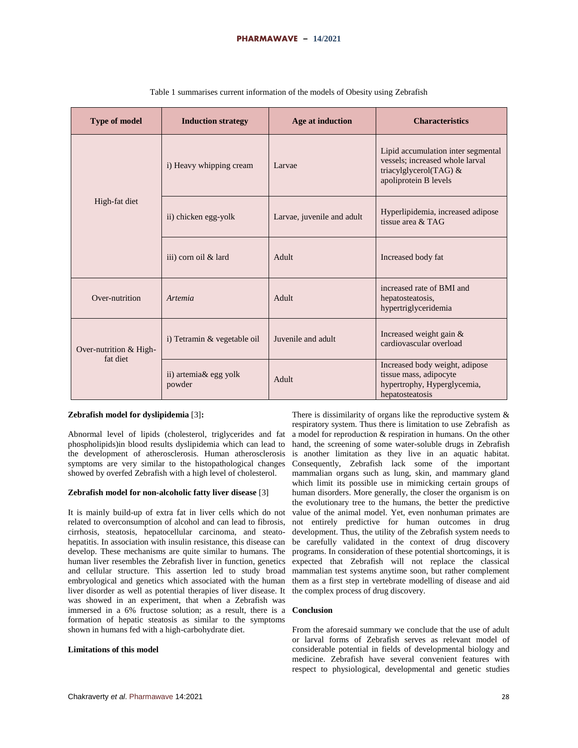Table 1 summarises current information of the models of Obesity using Zebrafish

| Type of model | Induction strategy | Age at induction | Characteristics |
|---|---|---|---|
| High-fat diet | i) Heavy whipping cream | Larvae | Lipid accumulation inter segmental vessels; increased whole larval triacylglycerol(TAG) & apoliprotein B levels |
| | ii) chicken egg-yolk | Larvae, juvenile and adult | Hyperlipidemia, increased adipose tissue area & TAG |
| | iii) corn oil & lard | Adult | Increased body fat |
| Over-nutrition | *Artemia* | Adult | increased rate of BMI and hepatosteatosis, hypertriglyceridemia |
| Over-nutrition & High-fat diet | i) Tetramin & vegetable oil | Juvenile and adult | Increased weight gain & cardiovascular overload |
| | ii) artemia& egg yolk powder | Adult | Increased body weight, adipose tissue mass, adipocyte hypertrophy, Hyperglycemia, hepatosteatosis |

**Zebrafish model for dyslipidemia** [3]**:**

Abnormal level of lipids (cholesterol, triglycerides and fat phospholipids)in blood results dyslipidemia which can lead to the development of atherosclerosis. Human atherosclerosis symptoms are very similar to the histopathological changes showed by overfed Zebrafish with a high level of cholesterol.

**Zebrafish model for non-alcoholic fatty liver disease** [3]

It is mainly build-up of extra fat in liver cells which do not related to overconsumption of alcohol and can lead to fibrosis, cirrhosis, steatosis, hepatocellular carcinoma, and steato-hepatitis. In association with insulin resistance, this disease can develop. These mechanisms are quite similar to humans. The human liver resembles the Zebrafish liver in function, genetics and cellular structure. This assertion led to study broad embryological and genetics which associated with the human liver disorder as well as potential therapies of liver disease. It was showed in an experiment, that when a Zebrafish was immersed in a 6% fructose solution; as a result, there is a formation of hepatic steatosis as similar to the symptoms shown in humans fed with a high-carbohydrate diet.

**Limitations of this model**

There is dissimilarity of organs like the reproductive system & respiratory system. Thus there is limitation to use Zebrafish as a model for reproduction & respiration in humans. On the other hand, the screening of some water-soluble drugs in Zebrafish is another limitation as they live in an aquatic habitat. Consequently, Zebrafish lack some of the important mammalian organs such as lung, skin, and mammary gland which limit its possible use in mimicking certain groups of human disorders. More generally, the closer the organism is on the evolutionary tree to the humans, the better the predictive value of the animal model. Yet, even nonhuman primates are not entirely predictive for human outcomes in drug development. Thus, the utility of the Zebrafish system needs to be carefully validated in the context of drug discovery programs. In consideration of these potential shortcomings, it is expected that Zebrafish will not replace the classical mammalian test systems anytime soon, but rather complement them as a first step in vertebrate modelling of disease and aid the complex process of drug discovery.

**Conclusion**

From the aforesaid summary we conclude that the use of adult or larval forms of Zebrafish serves as relevant model of considerable potential in fields of developmental biology and medicine. Zebrafish have several convenient features with respect to physiological, developmental and genetic studies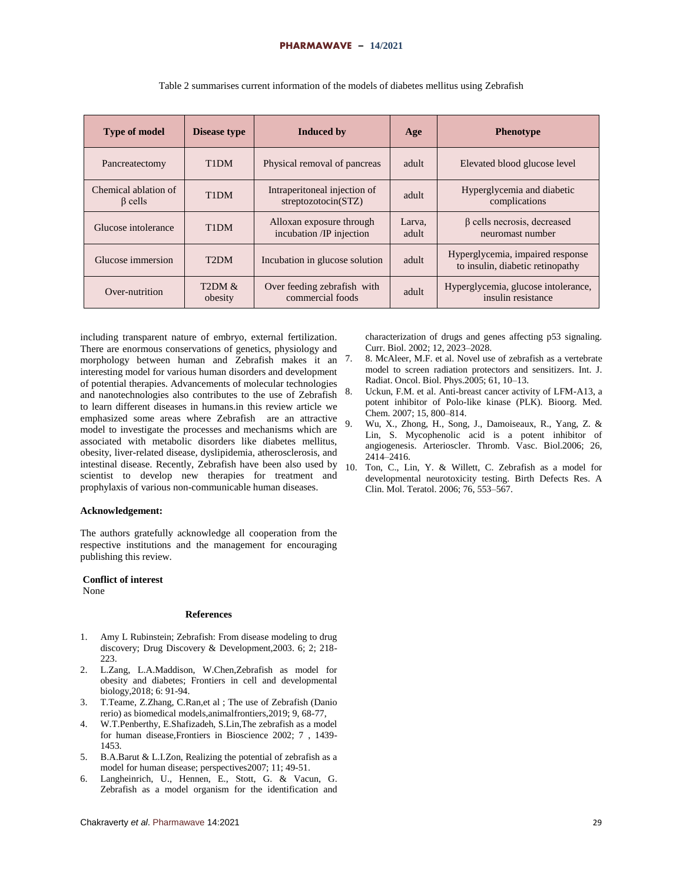Table 2 summarises current information of the models of diabetes mellitus using Zebrafish

| Type of model | Disease type | Induced by | Age | Phenotype |
|---|---|---|---|---|
| Pancreatectomy | T1DM | Physical removal of pancreas | adult | Elevated blood glucose level |
| Chemical ablation of β cells | T1DM | Intraperitoneal injection of streptozotocin(STZ) | adult | Hyperglycemia and diabetic complications |
| Glucose intolerance | T1DM | Alloxan exposure through incubation /IP injection | Larva, adult | β cells necrosis, decreased neuromast number |
| Glucose immersion | T2DM | Incubation in glucose solution | adult | Hyperglycemia, impaired response to insulin, diabetic retinopathy |
| Over-nutrition | T2DM & obesity | Over feeding zebrafish with commercial foods | adult | Hyperglycemia, glucose intolerance, insulin resistance |

including transparent nature of embryo, external fertilization. There are enormous conservations of genetics, physiology and morphology between human and Zebrafish makes it an interesting model for various human disorders and development of potential therapies. Advancements of molecular technologies and nanotechnologies also contributes to the use of Zebrafish to learn different diseases in humans.in this review article we emphasized some areas where Zebrafish are an attractive model to investigate the processes and mechanisms which are associated with metabolic disorders like diabetes mellitus, obesity, liver-related disease, dyslipidemia, atherosclerosis, and intestinal disease. Recently, Zebrafish have been also used by scientist to develop new therapies for treatment and prophylaxis of various non-communicable human diseases.

**Acknowledgement:**

The authors gratefully acknowledge all cooperation from the respective institutions and the management for encouraging publishing this review.

**Conflict of interest**

None

**References**

1. Amy L Rubinstein; Zebrafish: From disease modeling to drug discovery; Drug Discovery & Development,2003. 6; 2; 218-223.
2. L.Zang, L.A.Maddison, W.Chen,Zebrafish as model for obesity and diabetes; Frontiers in cell and developmental biology,2018; 6: 91-94.
3. T.Teame, Z.Zhang, C.Ran,et al ; The use of Zebrafish (Danio rerio) as biomedical models,animalfrontiers,2019; 9, 68-77,
4. W.T.Penberthy, E.Shafizadeh, S.Lin,The zebrafish as a model for human disease,Frontiers in Bioscience 2002; 7 , 1439-1453.
5. B.A.Barut & L.I.Zon, Realizing the potential of zebrafish as a model for human disease; perspectives2007; 11; 49-51.
6. Langheinrich, U., Hennen, E., Stott, G. & Vacun, G. Zebrafish as a model organism for the identification and characterization of drugs and genes affecting p53 signaling. Curr. Biol. 2002; 12, 2023–2028.
7. 8. McAleer, M.F. et al. Novel use of zebrafish as a vertebrate model to screen radiation protectors and sensitizers. Int. J. Radiat. Oncol. Biol. Phys.2005; 61, 10–13.
8. Uckun, F.M. et al. Anti-breast cancer activity of LFM-A13, a potent inhibitor of Polo-like kinase (PLK). Bioorg. Med. Chem. 2007; 15, 800–814.
9. Wu, X., Zhong, H., Song, J., Damoiseaux, R., Yang, Z. & Lin, S. Mycophenolic acid is a potent inhibitor of angiogenesis. Arterioscler. Thromb. Vasc. Biol.2006; 26, 2414–2416.
10. Ton, C., Lin, Y. & Willett, C. Zebrafish as a model for developmental neurotoxicity testing. Birth Defects Res. A Clin. Mol. Teratol. 2006; 76, 553–567.